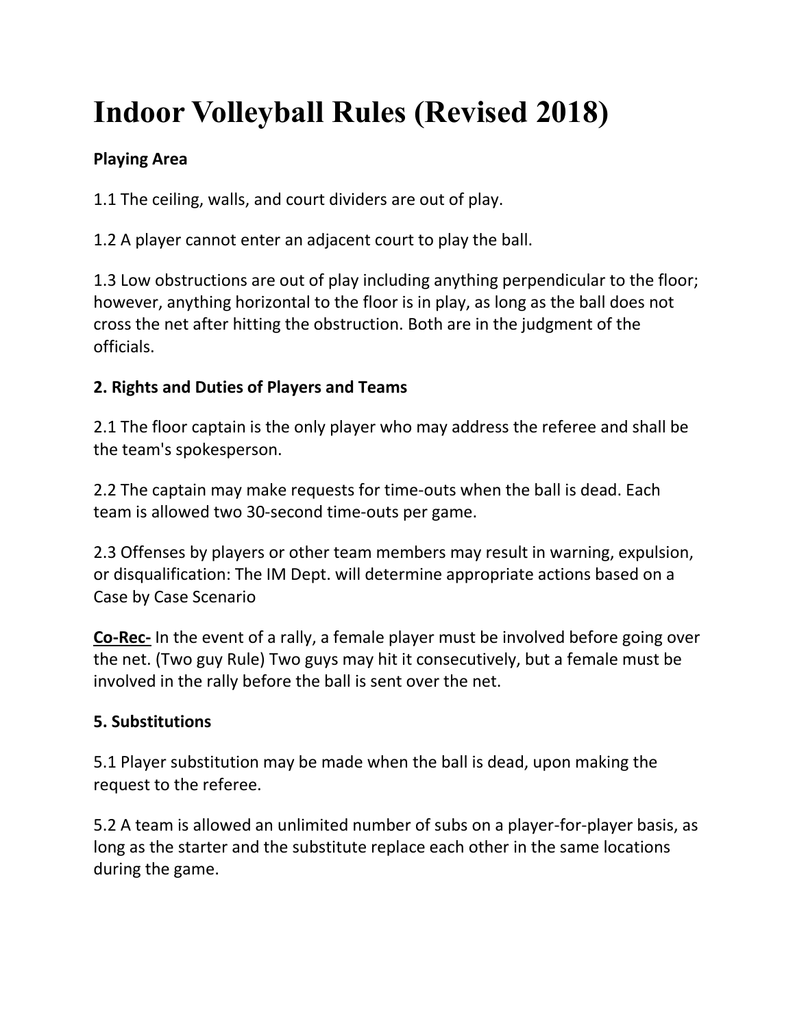# Indoor Volleyball Rules (Revised 2018)

**Playing Area**

1.1 The ceiling, walls, and court dividers are out of play.

1.2 A player cannot enter an adjacent court to play the ball.

1.3 Low obstructions are out of play including anything perpendicular to the floor; however, anything horizontal to the floor is in play, as long as the ball does not cross the net after hitting the obstruction. Both are in the judgment of the officials.

**2. Rights and Duties of Players and Teams**

2.1 The floor captain is the only player who may address the referee and shall be the team's spokesperson.

2.2 The captain may make requests for time-outs when the ball is dead. Each team is allowed two 30-second time-outs per game.

2.3 Offenses by players or other team members may result in warning, expulsion, or disqualification: The IM Dept. will determine appropriate actions based on a Case by Case Scenario

**Co-Rec-** In the event of a rally, a female player must be involved before going over the net. (Two guy Rule) Two guys may hit it consecutively, but a female must be involved in the rally before the ball is sent over the net.

**5. Substitutions**

5.1 Player substitution may be made when the ball is dead, upon making the request to the referee.

5.2 A team is allowed an unlimited number of subs on a player-for-player basis, as long as the starter and the substitute replace each other in the same locations during the game.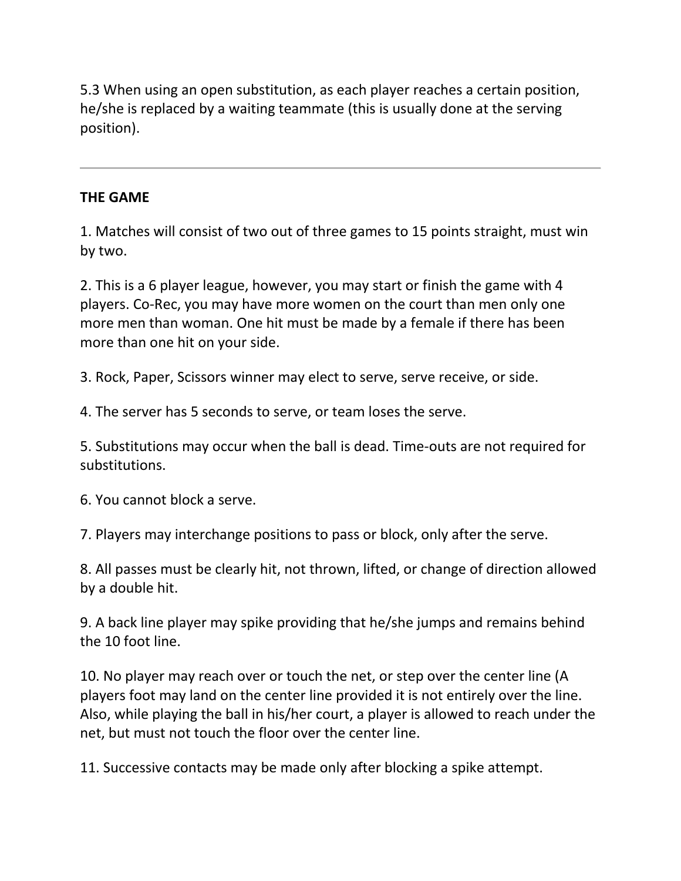5.3 When using an open substitution, as each player reaches a certain position, he/she is replaced by a waiting teammate (this is usually done at the serving position).

---

**THE GAME**

1. Matches will consist of two out of three games to 15 points straight, must win by two.

2. This is a 6 player league, however, you may start or finish the game with 4 players. Co-Rec, you may have more women on the court than men only one more men than woman. One hit must be made by a female if there has been more than one hit on your side.

3. Rock, Paper, Scissors winner may elect to serve, serve receive, or side.

4. The server has 5 seconds to serve, or team loses the serve.

5. Substitutions may occur when the ball is dead. Time-outs are not required for substitutions.

6. You cannot block a serve.

7. Players may interchange positions to pass or block, only after the serve.

8. All passes must be clearly hit, not thrown, lifted, or change of direction allowed by a double hit.

9. A back line player may spike providing that he/she jumps and remains behind the 10 foot line.

10. No player may reach over or touch the net, or step over the center line (A players foot may land on the center line provided it is not entirely over the line. Also, while playing the ball in his/her court, a player is allowed to reach under the net, but must not touch the floor over the center line.

11. Successive contacts may be made only after blocking a spike attempt.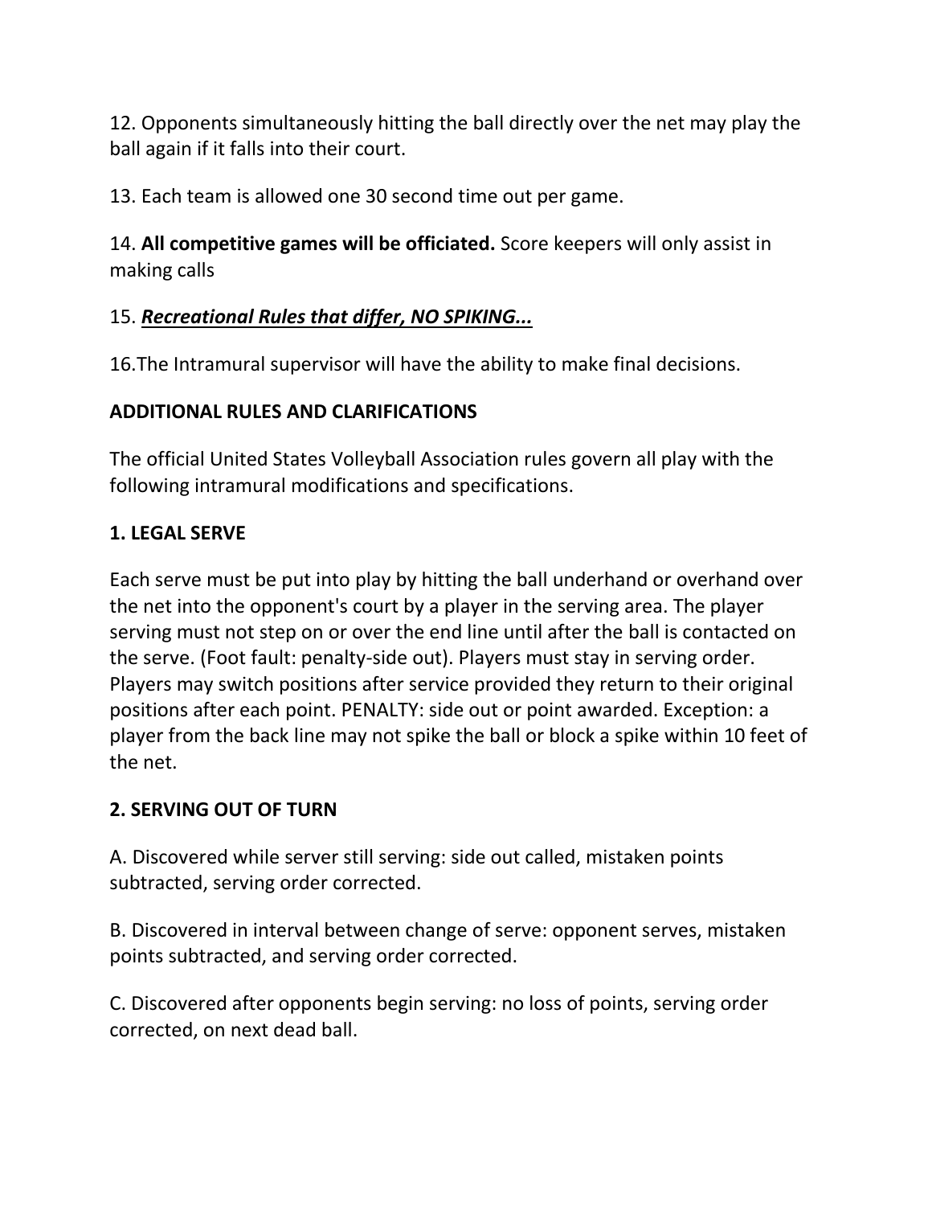12. Opponents simultaneously hitting the ball directly over the net may play the ball again if it falls into their court.

13. Each team is allowed one 30 second time out per game.

14. **All competitive games will be officiated.** Score keepers will only assist in making calls

15. ***<u>Recreational Rules that differ, NO SPIKING...</u>***

16.The Intramural supervisor will have the ability to make final decisions.

**ADDITIONAL RULES AND CLARIFICATIONS**

The official United States Volleyball Association rules govern all play with the following intramural modifications and specifications.

**1. LEGAL SERVE**

Each serve must be put into play by hitting the ball underhand or overhand over the net into the opponent's court by a player in the serving area. The player serving must not step on or over the end line until after the ball is contacted on the serve. (Foot fault: penalty-side out). Players must stay in serving order. Players may switch positions after service provided they return to their original positions after each point. PENALTY: side out or point awarded. Exception: a player from the back line may not spike the ball or block a spike within 10 feet of the net.

**2. SERVING OUT OF TURN**

A. Discovered while server still serving: side out called, mistaken points subtracted, serving order corrected.

B. Discovered in interval between change of serve: opponent serves, mistaken points subtracted, and serving order corrected.

C. Discovered after opponents begin serving: no loss of points, serving order corrected, on next dead ball.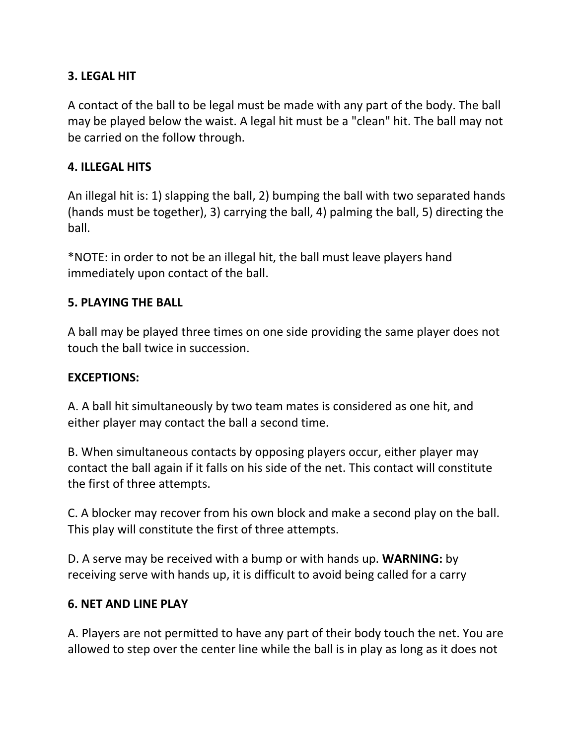**3. LEGAL HIT**

A contact of the ball to be legal must be made with any part of the body. The ball may be played below the waist. A legal hit must be a "clean" hit. The ball may not be carried on the follow through.

**4. ILLEGAL HITS**

An illegal hit is: 1) slapping the ball, 2) bumping the ball with two separated hands (hands must be together), 3) carrying the ball, 4) palming the ball, 5) directing the ball.

*NOTE: in order to not be an illegal hit, the ball must leave players hand immediately upon contact of the ball.

**5. PLAYING THE BALL**

A ball may be played three times on one side providing the same player does not touch the ball twice in succession.

**EXCEPTIONS:**

A. A ball hit simultaneously by two team mates is considered as one hit, and either player may contact the ball a second time.

B. When simultaneous contacts by opposing players occur, either player may contact the ball again if it falls on his side of the net. This contact will constitute the first of three attempts.

C. A blocker may recover from his own block and make a second play on the ball. This play will constitute the first of three attempts.

D. A serve may be received with a bump or with hands up. **WARNING:** by receiving serve with hands up, it is difficult to avoid being called for a carry

**6. NET AND LINE PLAY**

A. Players are not permitted to have any part of their body touch the net. You are allowed to step over the center line while the ball is in play as long as it does not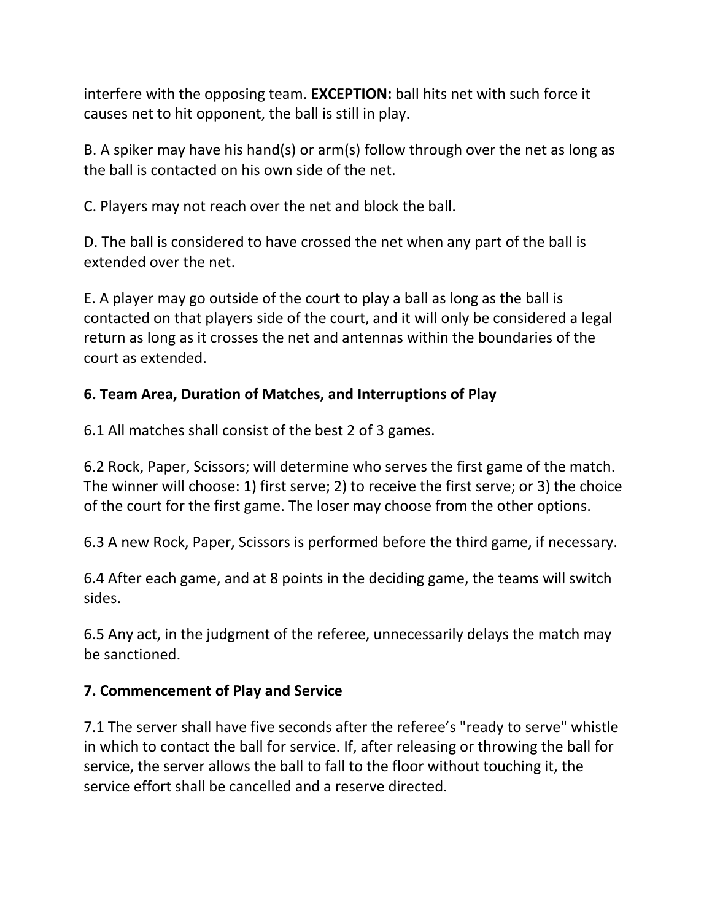interfere with the opposing team. **EXCEPTION:** ball hits net with such force it causes net to hit opponent, the ball is still in play.

B. A spiker may have his hand(s) or arm(s) follow through over the net as long as the ball is contacted on his own side of the net.

C. Players may not reach over the net and block the ball.

D. The ball is considered to have crossed the net when any part of the ball is extended over the net.

E. A player may go outside of the court to play a ball as long as the ball is contacted on that players side of the court, and it will only be considered a legal return as long as it crosses the net and antennas within the boundaries of the court as extended.

### 6. Team Area, Duration of Matches, and Interruptions of Play

6.1 All matches shall consist of the best 2 of 3 games.

6.2 Rock, Paper, Scissors; will determine who serves the first game of the match. The winner will choose: 1) first serve; 2) to receive the first serve; or 3) the choice of the court for the first game. The loser may choose from the other options.

6.3 A new Rock, Paper, Scissors is performed before the third game, if necessary.

6.4 After each game, and at 8 points in the deciding game, the teams will switch sides.

6.5 Any act, in the judgment of the referee, unnecessarily delays the match may be sanctioned.

### 7. Commencement of Play and Service

7.1 The server shall have five seconds after the referee's "ready to serve" whistle in which to contact the ball for service. If, after releasing or throwing the ball for service, the server allows the ball to fall to the floor without touching it, the service effort shall be cancelled and a reserve directed.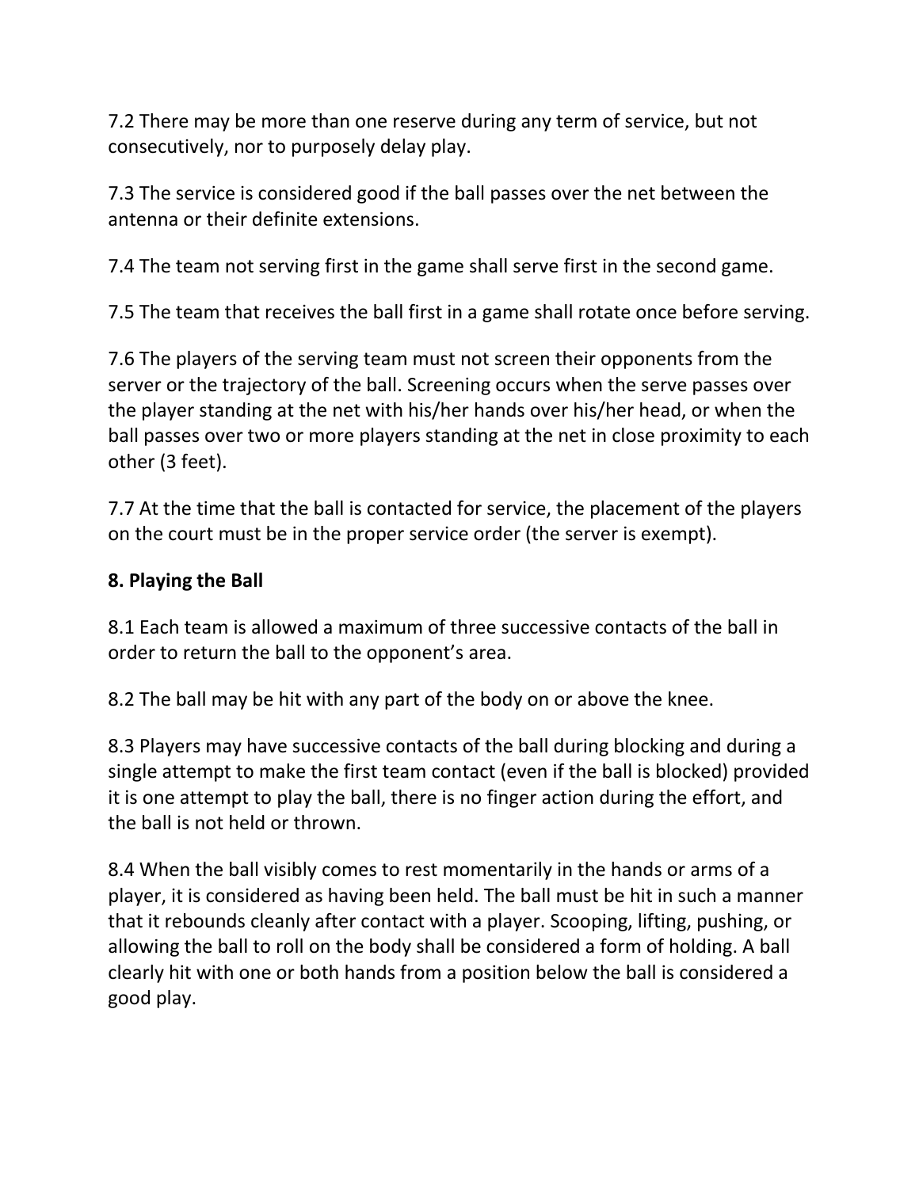7.2 There may be more than one reserve during any term of service, but not consecutively, nor to purposely delay play.

7.3 The service is considered good if the ball passes over the net between the antenna or their definite extensions.

7.4 The team not serving first in the game shall serve first in the second game.

7.5 The team that receives the ball first in a game shall rotate once before serving.

7.6 The players of the serving team must not screen their opponents from the server or the trajectory of the ball. Screening occurs when the serve passes over the player standing at the net with his/her hands over his/her head, or when the ball passes over two or more players standing at the net in close proximity to each other (3 feet).

7.7 At the time that the ball is contacted for service, the placement of the players on the court must be in the proper service order (the server is exempt).

## 8. Playing the Ball

8.1 Each team is allowed a maximum of three successive contacts of the ball in order to return the ball to the opponent's area.

8.2 The ball may be hit with any part of the body on or above the knee.

8.3 Players may have successive contacts of the ball during blocking and during a single attempt to make the first team contact (even if the ball is blocked) provided it is one attempt to play the ball, there is no finger action during the effort, and the ball is not held or thrown.

8.4 When the ball visibly comes to rest momentarily in the hands or arms of a player, it is considered as having been held. The ball must be hit in such a manner that it rebounds cleanly after contact with a player. Scooping, lifting, pushing, or allowing the ball to roll on the body shall be considered a form of holding. A ball clearly hit with one or both hands from a position below the ball is considered a good play.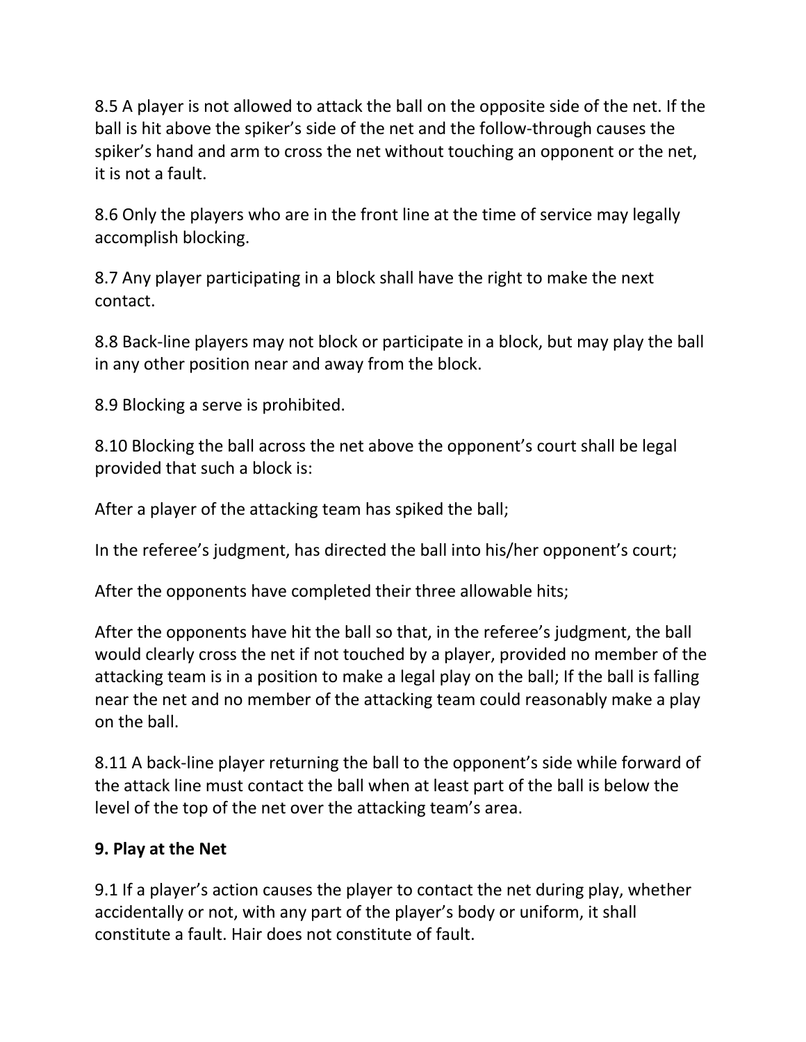8.5 A player is not allowed to attack the ball on the opposite side of the net. If the ball is hit above the spiker's side of the net and the follow-through causes the spiker's hand and arm to cross the net without touching an opponent or the net, it is not a fault.

8.6 Only the players who are in the front line at the time of service may legally accomplish blocking.

8.7 Any player participating in a block shall have the right to make the next contact.

8.8 Back-line players may not block or participate in a block, but may play the ball in any other position near and away from the block.

8.9 Blocking a serve is prohibited.

8.10 Blocking the ball across the net above the opponent's court shall be legal provided that such a block is:

After a player of the attacking team has spiked the ball;

In the referee's judgment, has directed the ball into his/her opponent's court;

After the opponents have completed their three allowable hits;

After the opponents have hit the ball so that, in the referee's judgment, the ball would clearly cross the net if not touched by a player, provided no member of the attacking team is in a position to make a legal play on the ball; If the ball is falling near the net and no member of the attacking team could reasonably make a play on the ball.

8.11 A back-line player returning the ball to the opponent's side while forward of the attack line must contact the ball when at least part of the ball is below the level of the top of the net over the attacking team's area.

**9. Play at the Net**

9.1 If a player's action causes the player to contact the net during play, whether accidentally or not, with any part of the player's body or uniform, it shall constitute a fault. Hair does not constitute of fault.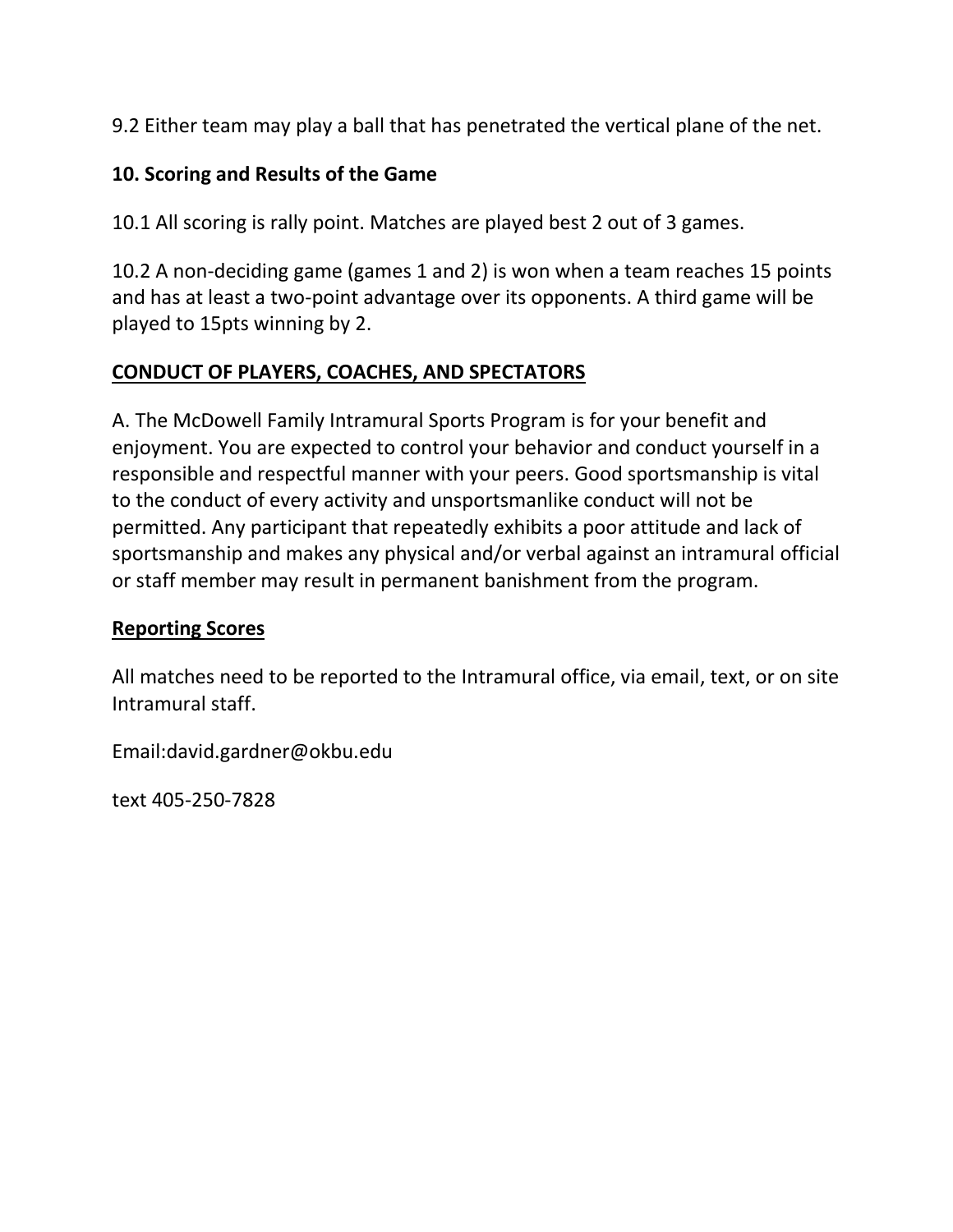9.2 Either team may play a ball that has penetrated the vertical plane of the net.

**10. Scoring and Results of the Game**

10.1 All scoring is rally point. Matches are played best 2 out of 3 games.

10.2 A non-deciding game (games 1 and 2) is won when a team reaches 15 points and has at least a two-point advantage over its opponents. A third game will be played to 15pts winning by 2.

**CONDUCT OF PLAYERS, COACHES, AND SPECTATORS**

A. The McDowell Family Intramural Sports Program is for your benefit and enjoyment. You are expected to control your behavior and conduct yourself in a responsible and respectful manner with your peers. Good sportsmanship is vital to the conduct of every activity and unsportsmanlike conduct will not be permitted. Any participant that repeatedly exhibits a poor attitude and lack of sportsmanship and makes any physical and/or verbal against an intramural official or staff member may result in permanent banishment from the program.

**Reporting Scores**

All matches need to be reported to the Intramural office, via email, text, or on site Intramural staff.

Email:david.gardner@okbu.edu

text 405-250-7828